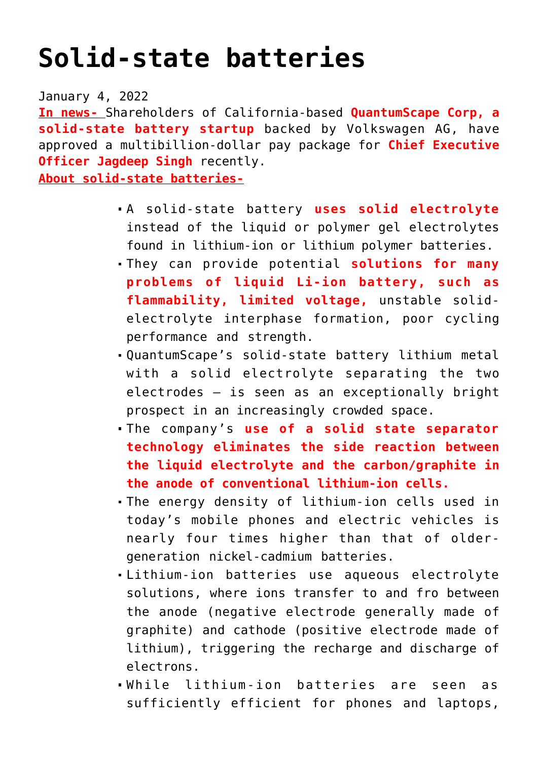# Solid-state batteries

January 4, 2022

**In news-** Shareholders of California-based **QuantumScape Corp, a solid-state battery startup** backed by Volkswagen AG, have approved a multibillion-dollar pay package for **Chief Executive Officer Jagdeep Singh** recently.

**About solid-state batteries-**

- A solid-state battery **uses solid electrolyte** instead of the liquid or polymer gel electrolytes found in lithium-ion or lithium polymer batteries.
- They can provide potential **solutions for many problems of liquid Li-ion battery, such as flammability, limited voltage,** unstable solid-electrolyte interphase formation, poor cycling performance and strength.
- QuantumScape's solid-state battery lithium metal with a solid electrolyte separating the two electrodes – is seen as an exceptionally bright prospect in an increasingly crowded space.
- The company's **use of a solid state separator technology eliminates the side reaction between the liquid electrolyte and the carbon/graphite in the anode of conventional lithium-ion cells.**
- The energy density of lithium-ion cells used in today's mobile phones and electric vehicles is nearly four times higher than that of older-generation nickel-cadmium batteries.
- Lithium-ion batteries use aqueous electrolyte solutions, where ions transfer to and fro between the anode (negative electrode generally made of graphite) and cathode (positive electrode made of lithium), triggering the recharge and discharge of electrons.
- While lithium-ion batteries are seen as sufficiently efficient for phones and laptops,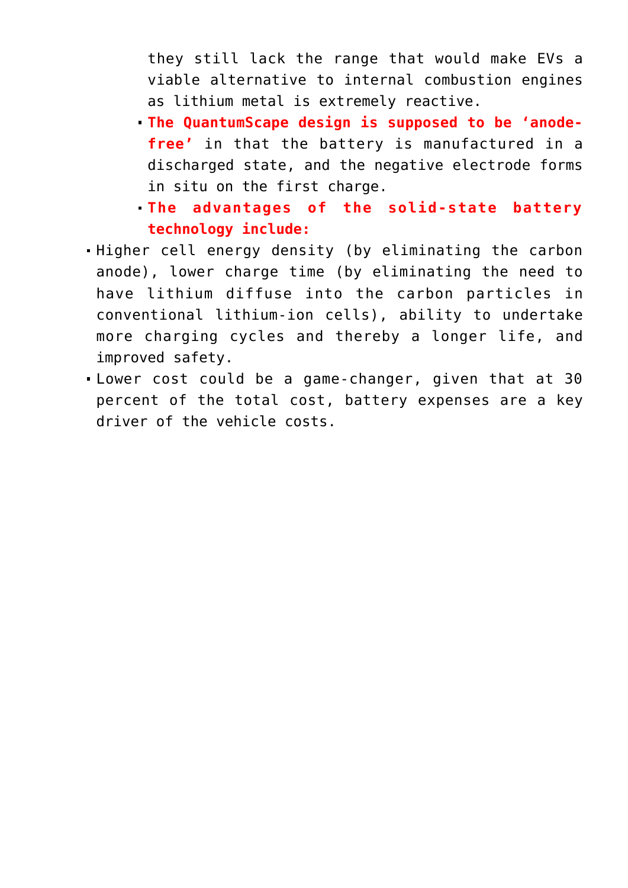they still lack the range that would make EVs a viable alternative to internal combustion engines as lithium metal is extremely reactive.

  - **The QuantumScape design is supposed to be 'anode-free'** in that the battery is manufactured in a discharged state, and the negative electrode forms in situ on the first charge.
  - **The advantages of the solid-state battery technology include:**

- Higher cell energy density (by eliminating the carbon anode), lower charge time (by eliminating the need to have lithium diffuse into the carbon particles in conventional lithium-ion cells), ability to undertake more charging cycles and thereby a longer life, and improved safety.
- Lower cost could be a game-changer, given that at 30 percent of the total cost, battery expenses are a key driver of the vehicle costs.